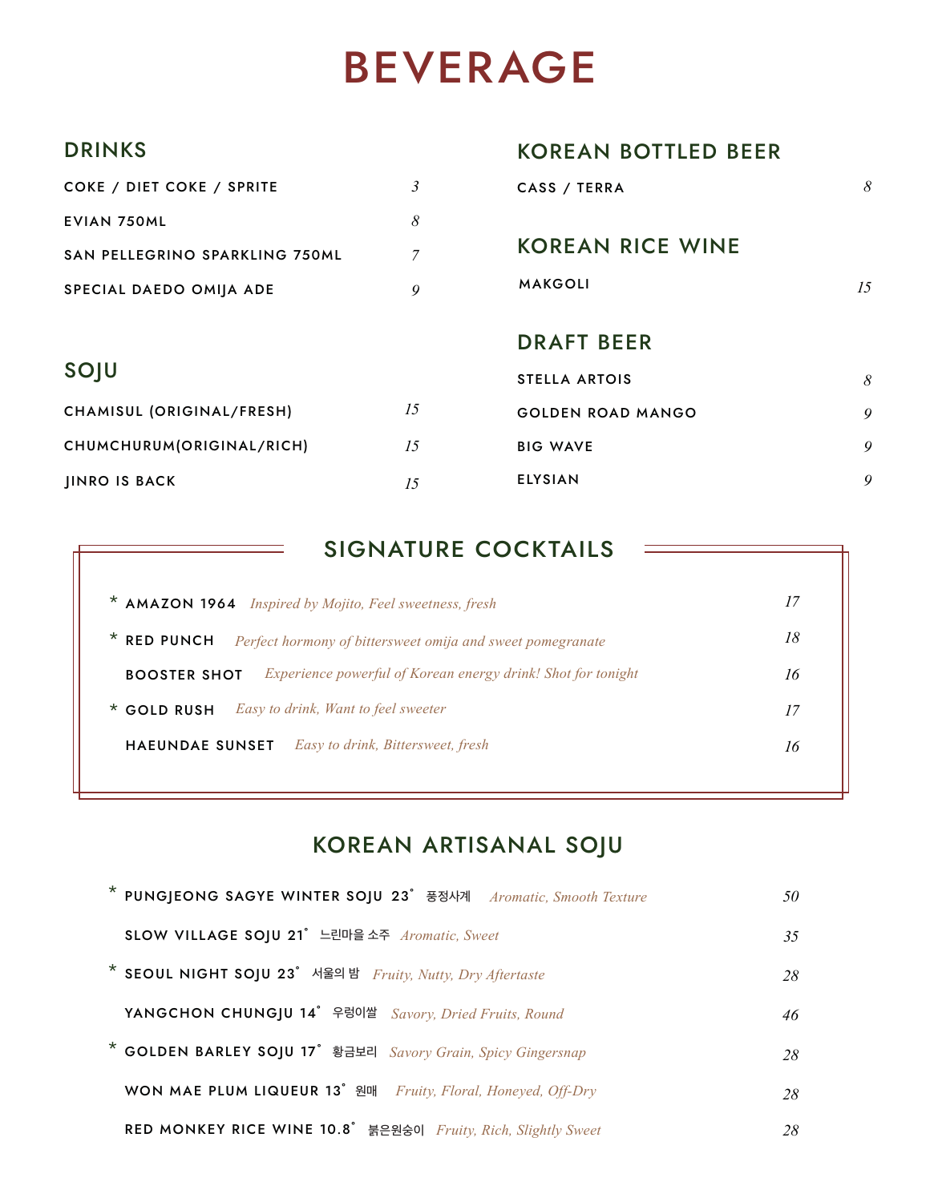# BEVERAGE

## DRINKS

| Item | Price |
| --- | --- |
| COKE / DIET COKE / SPRITE | 3 |
| EVIAN 750ML | 8 |
| SAN PELLEGRINO SPARKLING 750ML | 7 |
| SPECIAL DAEDO OMIJA ADE | 9 |

## SOJU

| Item | Price |
| --- | --- |
| CHAMISUL (ORIGINAL/FRESH) | 15 |
| CHUMCHURUM(ORIGINAL/RICH) | 15 |
| JINRO IS BACK | 15 |

## KOREAN BOTTLED BEER

| Item | Price |
| --- | --- |
| CASS / TERRA | 8 |

## KOREAN RICE WINE

| Item | Price |
| --- | --- |
| MAKGOLI | 15 |

## DRAFT BEER

| Item | Price |
| --- | --- |
| STELLA ARTOIS | 8 |
| GOLDEN ROAD MANGO | 9 |
| BIG WAVE | 9 |
| ELYSIAN | 9 |

## SIGNATURE COCKTAILS

| Item | Description | Price |
| --- | --- | --- |
| * AMAZON 1964 | *Inspired by Mojito, Feel sweetness, fresh* | 17 |
| * RED PUNCH | *Perfect hormony of bittersweet omija and sweet pomegranate* | 18 |
| BOOSTER SHOT | *Experience powerful of Korean energy drink! Shot for tonight* | 16 |
| * GOLD RUSH | *Easy to drink, Want to feel sweeter* | 17 |
| HAEUNDAE SUNSET | *Easy to drink, Bittersweet, fresh* | 16 |

## KOREAN ARTISANAL SOJU

| Item | Korean | Description | Price |
| --- | --- | --- | --- |
| * PUNGJEONG SAGYE WINTER SOJU 23° | 풍정사계 | *Aromatic, Smooth Texture* | 50 |
| SLOW VILLAGE SOJU 21° | 느린마을 소주 | *Aromatic, Sweet* | 35 |
| * SEOUL NIGHT SOJU 23° | 서울의 밤 | *Fruity, Nutty, Dry Aftertaste* | 28 |
| YANGCHON CHUNGJU 14° | 우렁이쌀 | *Savory, Dried Fruits, Round* | 46 |
| * GOLDEN BARLEY SOJU 17° | 황금보리 | *Savory Grain, Spicy Gingersnap* | 28 |
| WON MAE PLUM LIQUEUR 13° | 원매 | *Fruity, Floral, Honeyed, Off-Dry* | 28 |
| RED MONKEY RICE WINE 10.8° | 붉은원숭이 | *Fruity, Rich, Slightly Sweet* | 28 |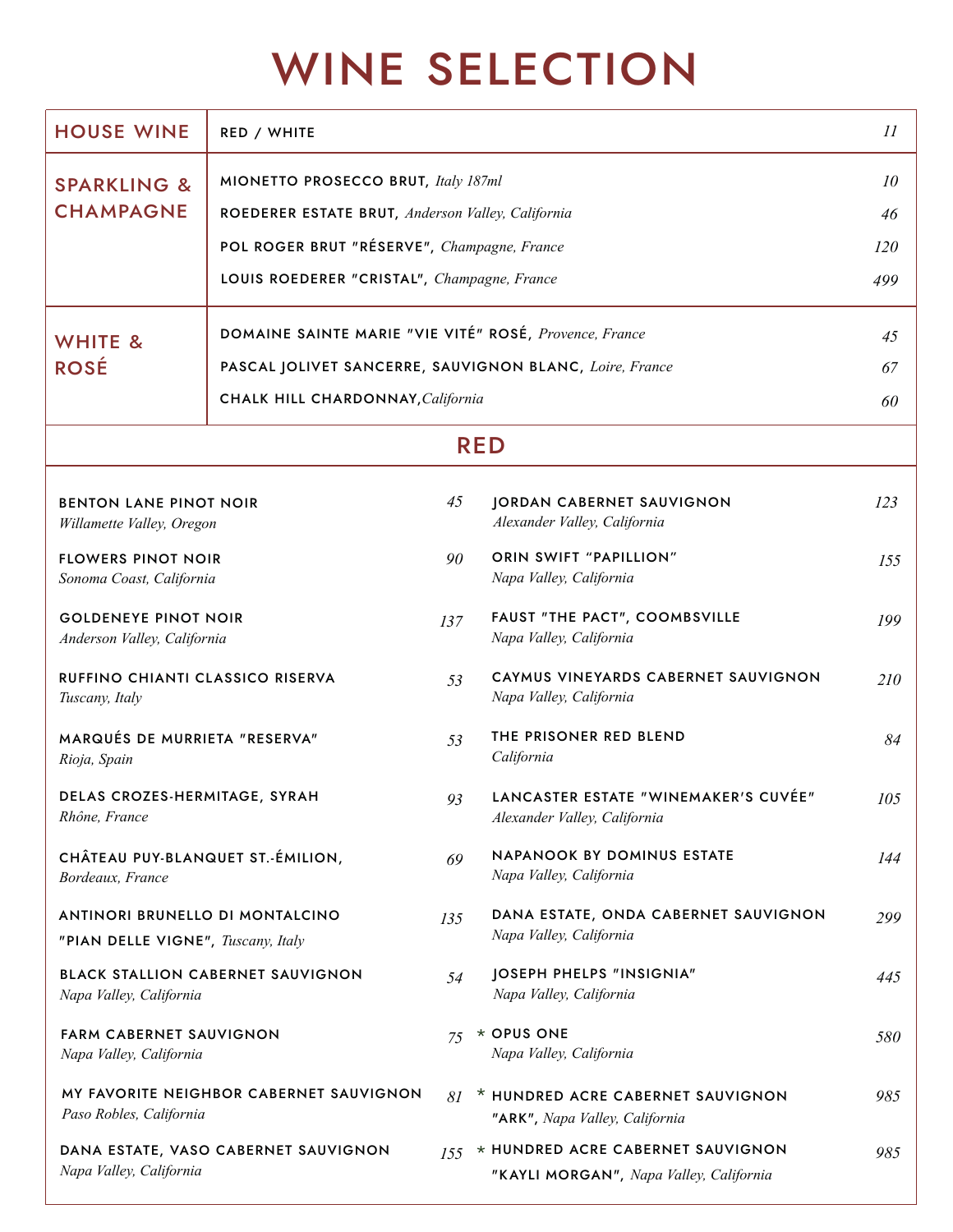# WINE SELECTION

## HOUSE WINE

RED / WHITE — *11*

## SPARKLING & CHAMPAGNE

MIONETTO PROSECCO BRUT, *Italy 187ml* — *10*

ROEDERER ESTATE BRUT, *Anderson Valley, California* — *46*

POL ROGER BRUT "RÉSERVE", *Champagne, France* — *120*

LOUIS ROEDERER "CRISTAL", *Champagne, France* — *499*

## WHITE & ROSÉ

DOMAINE SAINTE MARIE "VIE VITÉ" ROSÉ, *Provence, France* — *45*

PASCAL JOLIVET SANCERRE, SAUVIGNON BLANC, *Loire, France* — *67*

CHALK HILL CHARDONNAY,*California* — *60*

## RED

BENTON LANE PINOT NOIR
*Willamette Valley, Oregon* — *45*

FLOWERS PINOT NOIR
*Sonoma Coast, California* — *90*

GOLDENEYE PINOT NOIR
*Anderson Valley, California* — *137*

RUFFINO CHIANTI CLASSICO RISERVA
*Tuscany, Italy* — *53*

MARQUÉS DE MURRIETA "RESERVA"
*Rioja, Spain* — *53*

DELAS CROZES-HERMITAGE, SYRAH
*Rhône, France* — *93*

CHÂTEAU PUY-BLANQUET ST.-ÉMILION,
*Bordeaux, France* — *69*

ANTINORI BRUNELLO DI MONTALCINO
"PIAN DELLE VIGNE", *Tuscany, Italy* — *135*

BLACK STALLION CABERNET SAUVIGNON
*Napa Valley, California* — *54*

FARM CABERNET SAUVIGNON
*Napa Valley, California* — *75*

MY FAVORITE NEIGHBOR CABERNET SAUVIGNON
*Paso Robles, California* — *81*

DANA ESTATE, VASO CABERNET SAUVIGNON
*Napa Valley, California* — *155*

JORDAN CABERNET SAUVIGNON
*Alexander Valley, California* — *123*

ORIN SWIFT "PAPILLION"
*Napa Valley, California* — *155*

FAUST "THE PACT", COOMBSVILLE
*Napa Valley, California* — *199*

CAYMUS VINEYARDS CABERNET SAUVIGNON
*Napa Valley, California* — *210*

THE PRISONER RED BLEND
*California* — *84*

LANCASTER ESTATE "WINEMAKER'S CUVÉE"
*Alexander Valley, California* — *105*

NAPANOOK BY DOMINUS ESTATE
*Napa Valley, California* — *144*

DANA ESTATE, ONDA CABERNET SAUVIGNON
*Napa Valley, California* — *299*

JOSEPH PHELPS "INSIGNIA"
*Napa Valley, California* — *445*

* OPUS ONE
*Napa Valley, California* — *580*

* HUNDRED ACRE CABERNET SAUVIGNON
"ARK", *Napa Valley, California* — *985*

* HUNDRED ACRE CABERNET SAUVIGNON
"KAYLI MORGAN", *Napa Valley, California* — *985*